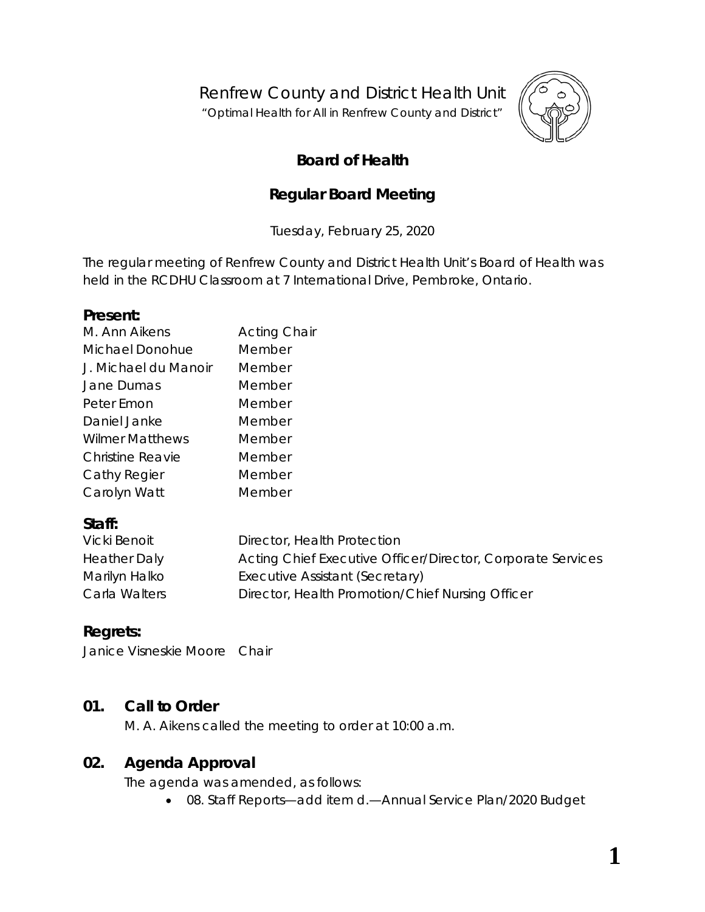Renfrew County and District Health Unit

"Optimal Health for All in Renfrew County and District"

## Board of Health

## Regular Board Meeting

Tuesday, February 25, 2020

The regular meeting of Renfrew County and District Health Unit's Board of Health was held in the RCDHU Classroom at 7 International Drive, Pembroke, Ontario.

### Present:

| | |
|---|---|
| M. Ann Aikens | Acting Chair |
| Michael Donohue | Member |
| J. Michael du Manoir | Member |
| Jane Dumas | Member |
| Peter Emon | Member |
| Daniel Janke | Member |
| Wilmer Matthews | Member |
| Christine Reavie | Member |
| Cathy Regier | Member |
| Carolyn Watt | Member |

### Staff:

| | |
|---|---|
| Vicki Benoit | Director, Health Protection |
| Heather Daly | Acting Chief Executive Officer/Director, Corporate Services |
| Marilyn Halko | Executive Assistant (Secretary) |
| Carla Walters | Director, Health Promotion/Chief Nursing Officer |

### Regrets:

Janice Visneskie Moore Chair

## 01. Call to Order

M. A. Aikens called the meeting to order at 10:00 a.m.

## 02. Agenda Approval

The agenda was amended, as follows:

- 08. Staff Reports—add item d.—Annual Service Plan/2020 Budget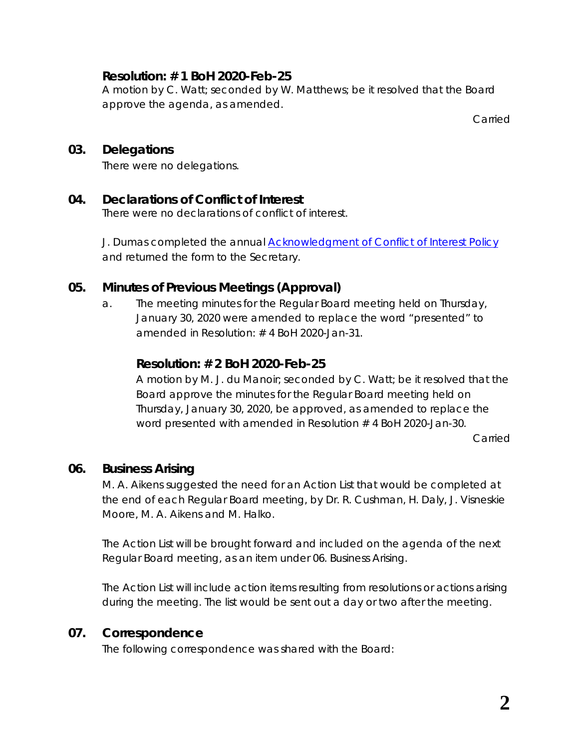**Resolution: # 1 BoH 2020-Feb-25**

A motion by C. Watt; seconded by W. Matthews; be it resolved that the Board approve the agenda, as amended.

Carried

## 03. Delegations

There were no delegations.

## 04. Declarations of Conflict of Interest

There were no declarations of conflict of interest.

J. Dumas completed the annual [Acknowledgment of Conflict of Interest Policy]() and returned the form to the Secretary.

## 05. Minutes of Previous Meetings (Approval)

a. The meeting minutes for the Regular Board meeting held on Thursday, January 30, 2020 were amended to replace the word “presented” to amended in Resolution: # 4 BoH 2020-Jan-31.

**Resolution: # 2 BoH 2020-Feb-25**

A motion by M. J. du Manoir; seconded by C. Watt; be it resolved that the Board approve the minutes for the Regular Board meeting held on Thursday, January 30, 2020, be approved, as amended to replace the word presented with amended in Resolution # 4 BoH 2020-Jan-30.

Carried

## 06. Business Arising

M. A. Aikens suggested the need for an Action List that would be completed at the end of each Regular Board meeting, by Dr. R. Cushman, H. Daly, J. Visneskie Moore, M. A. Aikens and M. Halko.

The Action List will be brought forward and included on the agenda of the next Regular Board meeting, as an item under 06. Business Arising.

The Action List will include action items resulting from resolutions or actions arising during the meeting. The list would be sent out a day or two after the meeting.

## 07. Correspondence

The following correspondence was shared with the Board: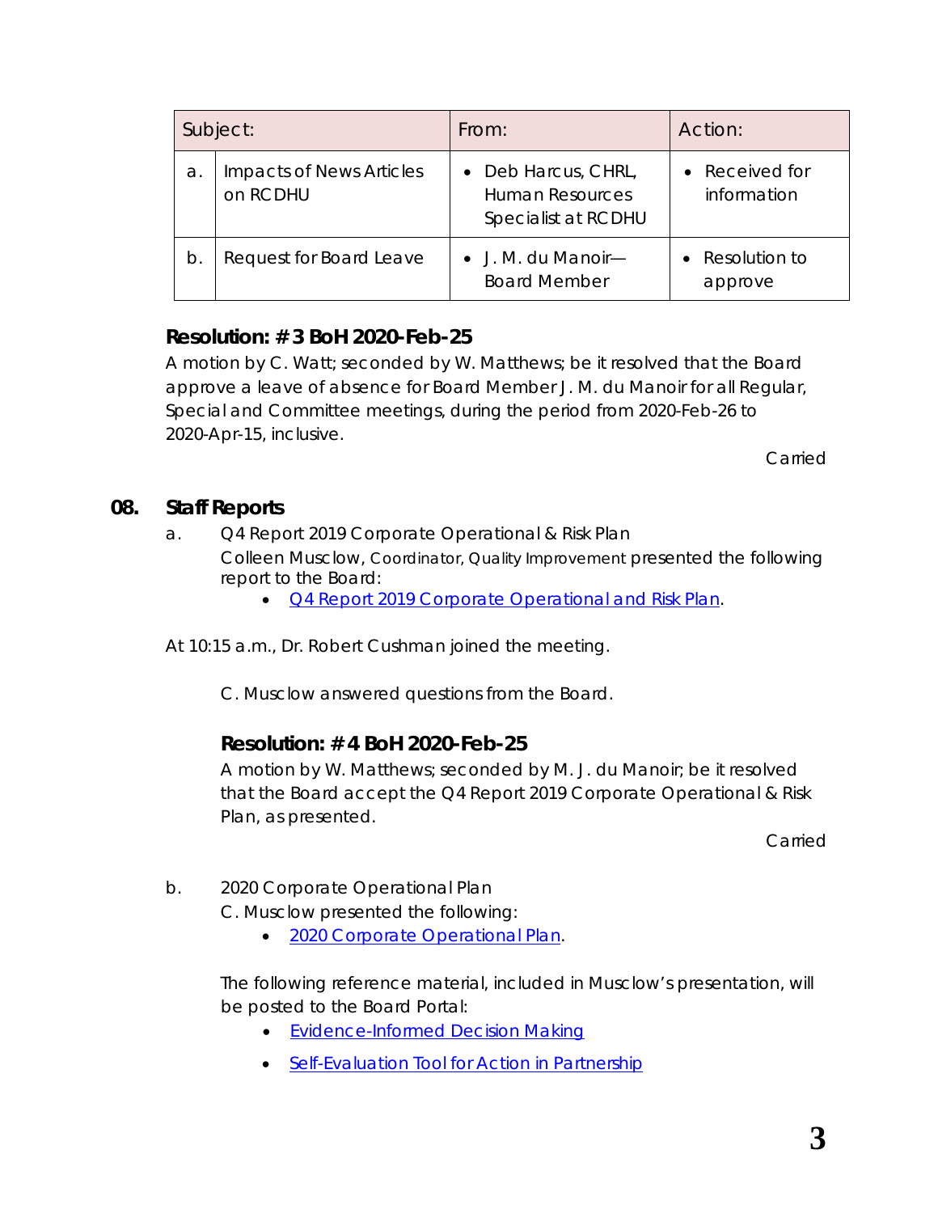| Subject: | | From: | Action: |
|---|---|---|---|
| a. | Impacts of News Articles on RCDHU | • Deb Harcus, CHRL, Human Resources Specialist at RCDHU | • Received for information |
| b. | Request for Board Leave | • J. M. du Manoir—Board Member | • Resolution to approve |

**Resolution: # 3 BoH 2020-Feb-25**

A motion by C. Watt; seconded by W. Matthews; be it resolved that the Board approve a leave of absence for Board Member J. M. du Manoir for all Regular, Special and Committee meetings, during the period from 2020-Feb-26 to 2020-Apr-15, inclusive.

Carried

## 08. Staff Reports

a. Q4 Report 2019 Corporate Operational & Risk Plan

Colleen Musclow, Coordinator, Quality Improvement presented the following report to the Board:

- Q4 Report 2019 Corporate Operational and Risk Plan.

At 10:15 a.m., Dr. Robert Cushman joined the meeting.

C. Musclow answered questions from the Board.

**Resolution: # 4 BoH 2020-Feb-25**

A motion by W. Matthews; seconded by M. J. du Manoir; be it resolved that the Board accept the Q4 Report 2019 Corporate Operational & Risk Plan, as presented.

Carried

b. 2020 Corporate Operational Plan

C. Musclow presented the following:

- 2020 Corporate Operational Plan.

The following reference material, included in Musclow's presentation, will be posted to the Board Portal:

- Evidence-Informed Decision Making
- Self-Evaluation Tool for Action in Partnership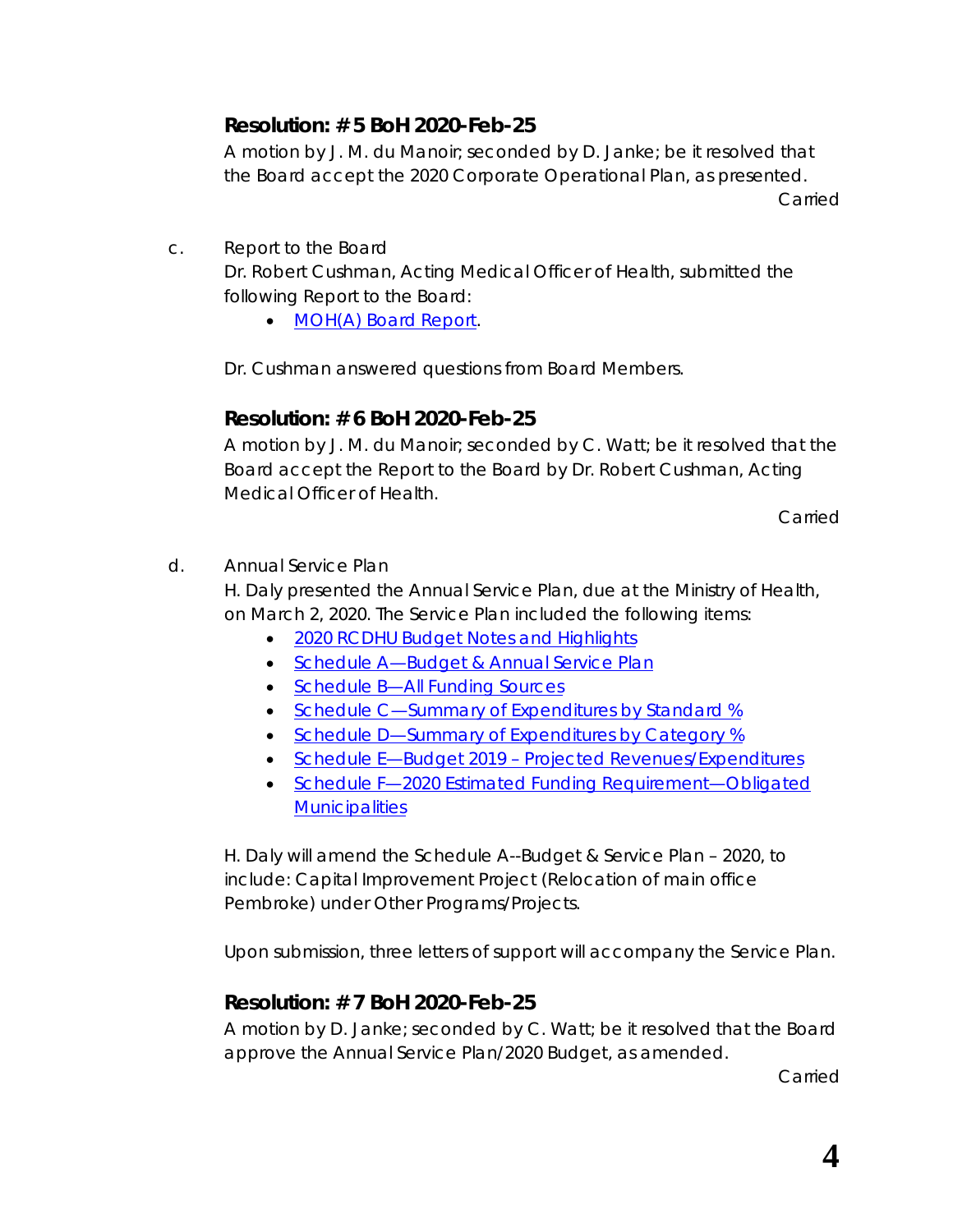### Resolution: # 5 BoH 2020-Feb-25

A motion by J. M. du Manoir; seconded by D. Janke; be it resolved that the Board accept the 2020 Corporate Operational Plan, as presented.

Carried

c. Report to the Board

Dr. Robert Cushman, Acting Medical Officer of Health, submitted the following Report to the Board:

- MOH(A) Board Report.

Dr. Cushman answered questions from Board Members.

### Resolution: # 6 BoH 2020-Feb-25

A motion by J. M. du Manoir; seconded by C. Watt; be it resolved that the Board accept the Report to the Board by Dr. Robert Cushman, Acting Medical Officer of Health.

Carried

d. Annual Service Plan

H. Daly presented the Annual Service Plan, due at the Ministry of Health, on March 2, 2020. The Service Plan included the following items:

- 2020 RCDHU Budget Notes and Highlights
- Schedule A—Budget & Annual Service Plan
- Schedule B—All Funding Sources
- Schedule C—Summary of Expenditures by Standard %
- Schedule D—Summary of Expenditures by Category %
- Schedule E—Budget 2019 – Projected Revenues/Expenditures
- Schedule F—2020 Estimated Funding Requirement—Obligated Municipalities

H. Daly will amend the Schedule A--Budget & Service Plan – 2020, to include: Capital Improvement Project (Relocation of main office Pembroke) under Other Programs/Projects.

Upon submission, three letters of support will accompany the Service Plan.

### Resolution: # 7 BoH 2020-Feb-25

A motion by D. Janke; seconded by C. Watt; be it resolved that the Board approve the Annual Service Plan/2020 Budget, as amended.

Carried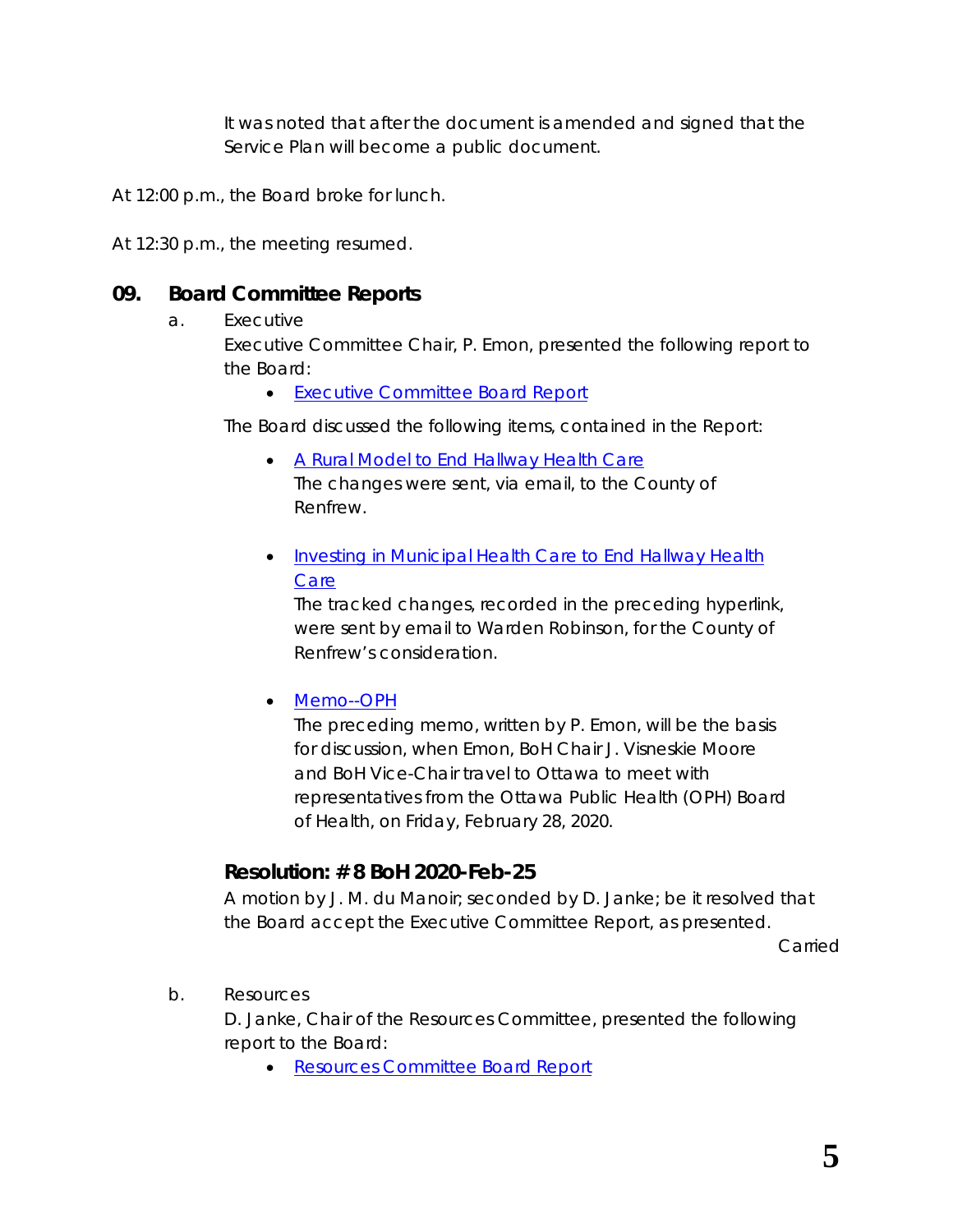It was noted that after the document is amended and signed that the Service Plan will become a public document.

At 12:00 p.m., the Board broke for lunch.

At 12:30 p.m., the meeting resumed.

## 09. Board Committee Reports

a. Executive

Executive Committee Chair, P. Emon, presented the following report to the Board:

- Executive Committee Board Report

The Board discussed the following items, contained in the Report:

- A Rural Model to End Hallway Health Care
  The changes were sent, via email, to the County of Renfrew.

- Investing in Municipal Health Care to End Hallway Health Care
  The tracked changes, recorded in the preceding hyperlink, were sent by email to Warden Robinson, for the County of Renfrew's consideration.

- Memo--OPH
  The preceding memo, written by P. Emon, will be the basis for discussion, when Emon, BoH Chair J. Visneskie Moore and BoH Vice-Chair travel to Ottawa to meet with representatives from the Ottawa Public Health (OPH) Board of Health, on Friday, February 28, 2020.

### Resolution: # 8 BoH 2020-Feb-25

A motion by J. M. du Manoir; seconded by D. Janke; be it resolved that the Board accept the Executive Committee Report, as presented.

Carried

b. Resources

D. Janke, Chair of the Resources Committee, presented the following report to the Board:

- Resources Committee Board Report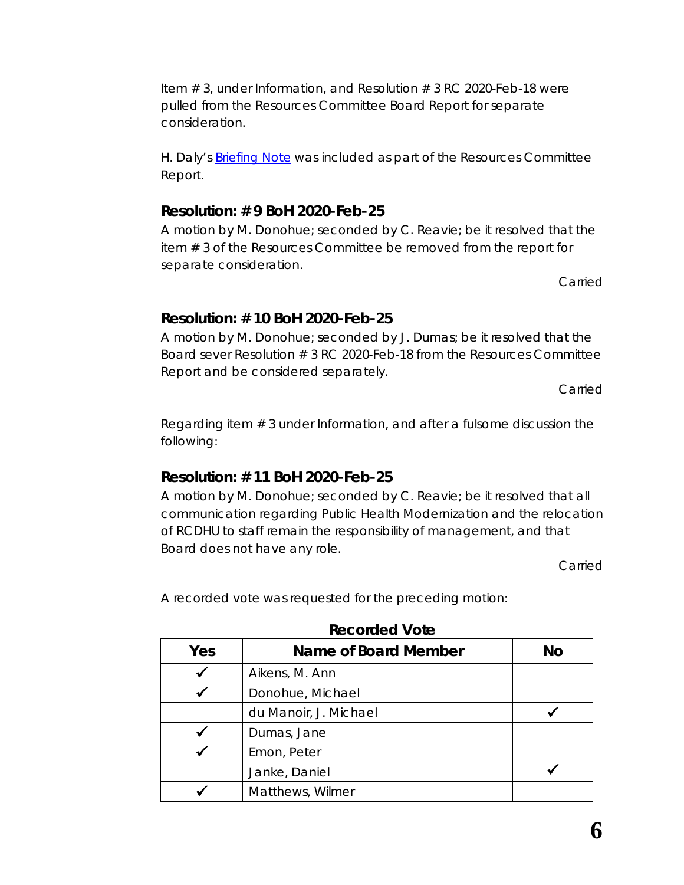Item # 3, under Information, and Resolution # 3 RC 2020-Feb-18 were pulled from the Resources Committee Board Report for separate consideration.

H. Daly's Briefing Note was included as part of the Resources Committee Report.

### Resolution: # 9 BoH 2020-Feb-25

A motion by M. Donohue; seconded by C. Reavie; be it resolved that the item # 3 of the Resources Committee be removed from the report for separate consideration.

*Carried*

### Resolution: # 10 BoH 2020-Feb-25

A motion by M. Donohue; seconded by J. Dumas; be it resolved that the Board sever Resolution # 3 RC 2020-Feb-18 from the Resources Committee Report and be considered separately.

*Carried*

Regarding item # 3 under Information, and after a fulsome discussion the following:

### Resolution: # 11 BoH 2020-Feb-25

A motion by M. Donohue; seconded by C. Reavie; be it resolved that all communication regarding Public Health Modernization and the relocation of RCDHU to staff remain the responsibility of management, and that Board does not have any role.

*Carried*

A recorded vote was requested for the preceding motion:

**Recorded Vote**

| Yes | Name of Board Member | No |
|---|---|---|
| ✓ | Aikens, M. Ann | |
| ✓ | Donohue, Michael | |
| | du Manoir, J. Michael | ✓ |
| ✓ | Dumas, Jane | |
| ✓ | Emon, Peter | |
| | Janke, Daniel | ✓ |
| ✓ | Matthews, Wilmer | |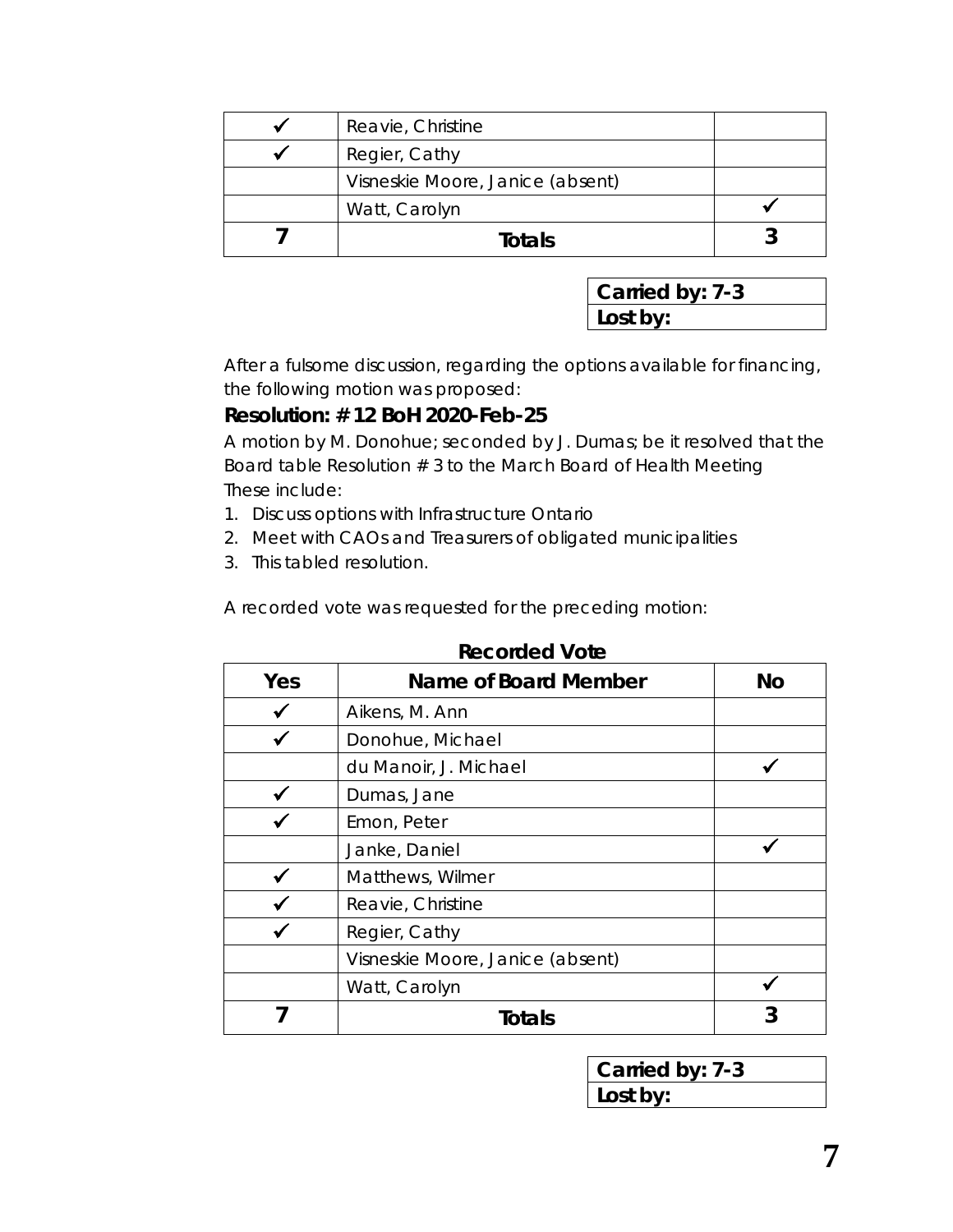| | | |
|---|---|---|
| ✓ | Reavie, Christine | |
| ✓ | Regier, Cathy | |
| | Visneskie Moore, Janice (absent) | |
| | Watt, Carolyn | ✓ |
| **7** | **Totals** | **3** |

| |
|---|
| **Carried by: 7-3** |
| **Lost by:** |

After a fulsome discussion, regarding the options available for financing, the following motion was proposed:

**Resolution: # 12 BoH 2020-Feb-25**

A motion by M. Donohue; seconded by J. Dumas; be it resolved that the Board table Resolution # 3 to the March Board of Health Meeting

These include:

1. Discuss options with Infrastructure Ontario
2. Meet with CAOs and Treasurers of obligated municipalities
3. This tabled resolution.

A recorded vote was requested for the preceding motion:

**Recorded Vote**

| Yes | Name of Board Member | No |
|---|---|---|
| ✓ | Aikens, M. Ann | |
| ✓ | Donohue, Michael | |
| | du Manoir, J. Michael | ✓ |
| ✓ | Dumas, Jane | |
| ✓ | Emon, Peter | |
| | Janke, Daniel | ✓ |
| ✓ | Matthews, Wilmer | |
| ✓ | Reavie, Christine | |
| ✓ | Regier, Cathy | |
| | Visneskie Moore, Janice (absent) | |
| | Watt, Carolyn | ✓ |
| **7** | **Totals** | **3** |

| |
|---|
| **Carried by: 7-3** |
| **Lost by:** |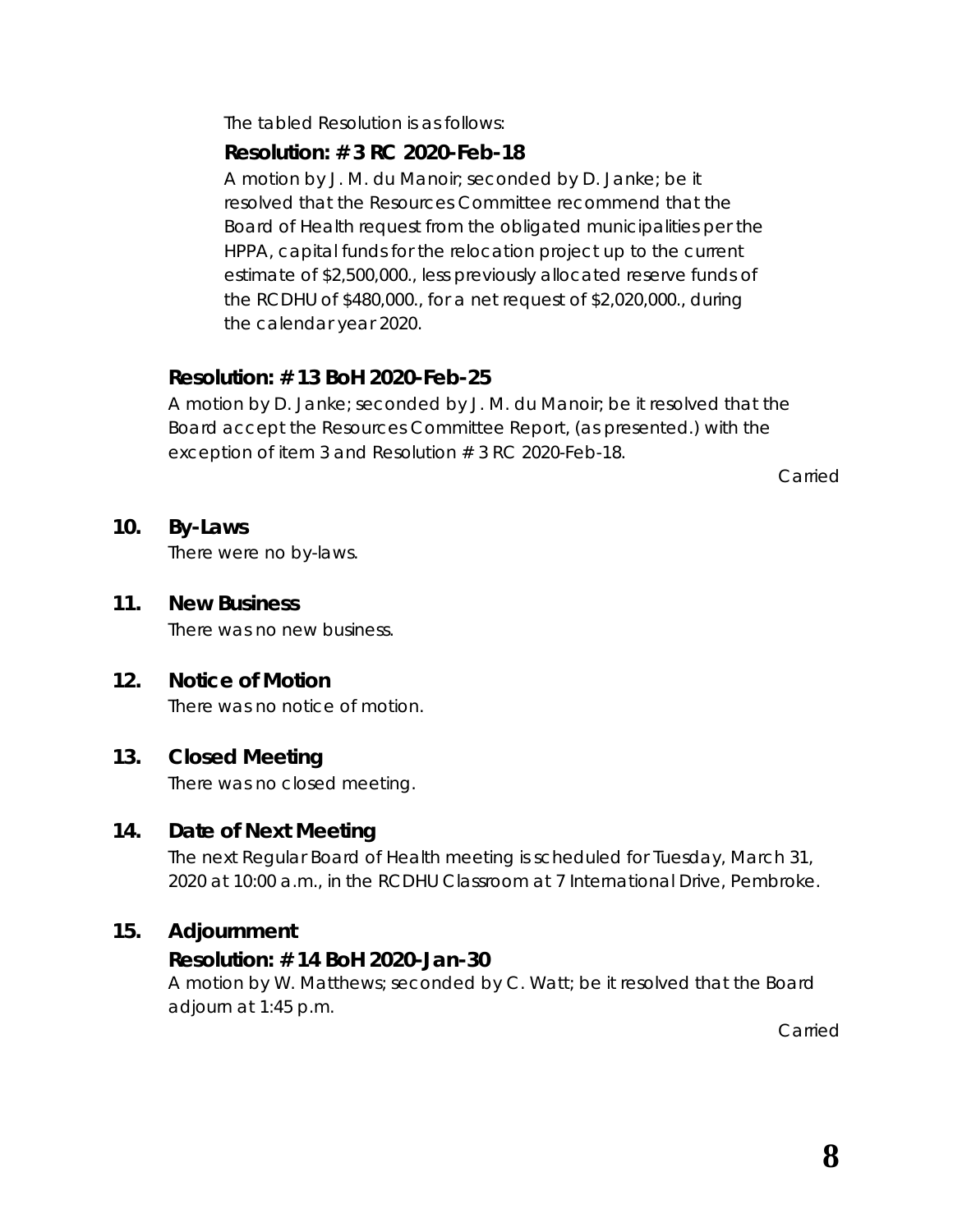The tabled Resolution is as follows:

**Resolution: # 3 RC 2020-Feb-18**

A motion by J. M. du Manoir; seconded by D. Janke; be it resolved that the Resources Committee recommend that the Board of Health request from the obligated municipalities per the HPPA, capital funds for the relocation project up to the current estimate of $2,500,000., less previously allocated reserve funds of the RCDHU of $480,000., for a net request of $2,020,000., during the calendar year 2020.

**Resolution: # 13 BoH 2020-Feb-25**

A motion by D. Janke; seconded by J. M. du Manoir; be it resolved that the Board accept the Resources Committee Report, (as presented.) with the exception of item 3 and Resolution # 3 RC 2020-Feb-18.

Carried

## 10. By-Laws

There were no by-laws.

## 11. New Business

There was no new business.

## 12. Notice of Motion

There was no notice of motion.

## 13. Closed Meeting

There was no closed meeting.

## 14. Date of Next Meeting

The next Regular Board of Health meeting is scheduled for Tuesday, March 31, 2020 at 10:00 a.m., in the RCDHU Classroom at 7 International Drive, Pembroke.

## 15. Adjournment

**Resolution: # 14 BoH 2020-Jan-30**

A motion by W. Matthews; seconded by C. Watt; be it resolved that the Board adjourn at 1:45 p.m.

Carried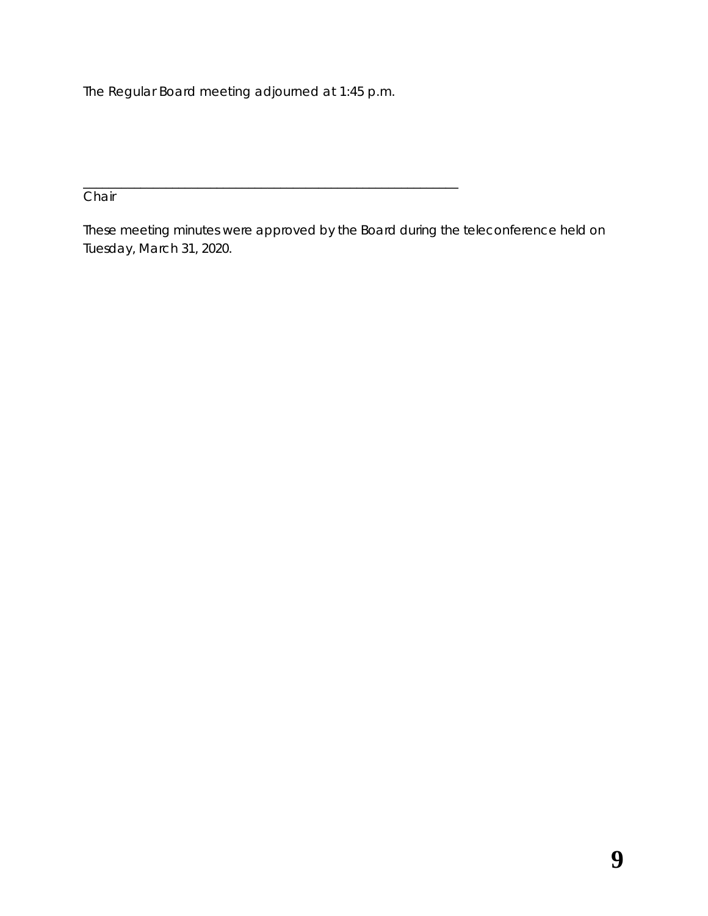The Regular Board meeting adjourned at 1:45 p.m.

\_\_\_\_\_\_\_\_\_\_\_\_\_\_\_\_\_\_\_\_\_\_\_\_\_\_\_\_\_\_\_\_\_\_\_\_\_\_\_\_\_\_\_\_\_\_\_\_\_\_\_\_

Chair

These meeting minutes were approved by the Board during the teleconference held on Tuesday, March 31, 2020.